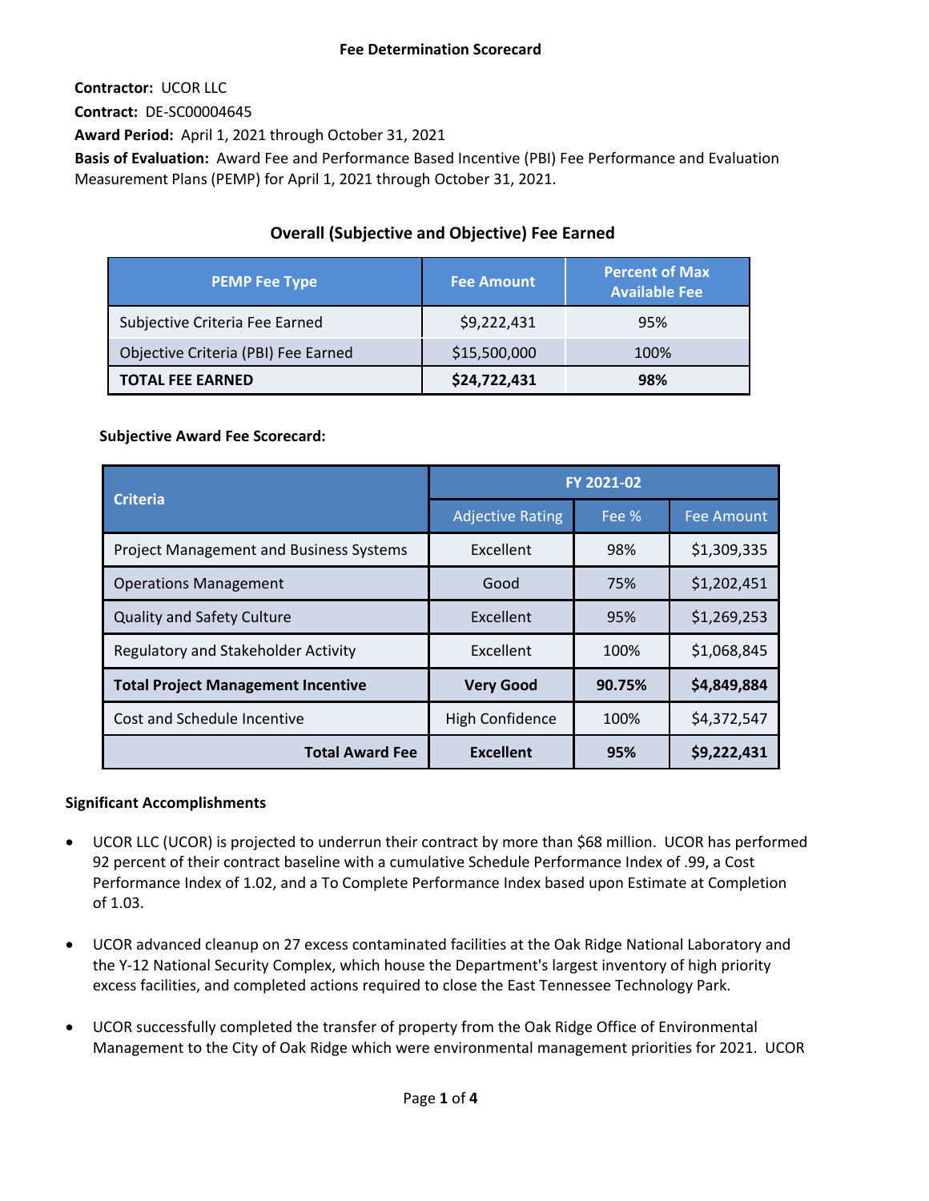# Fee Determination Scorecard

**Contractor:** UCOR LLC

**Contract:** DE-SC00004645

**Award Period:** April 1, 2021 through October 31, 2021

**Basis of Evaluation:** Award Fee and Performance Based Incentive (PBI) Fee Performance and Evaluation Measurement Plans (PEMP) for April 1, 2021 through October 31, 2021.

## Overall (Subjective and Objective) Fee Earned

| PEMP Fee Type | Fee Amount | Percent of Max Available Fee |
|---|---|---|
| Subjective Criteria Fee Earned | $9,222,431 | 95% |
| Objective Criteria (PBI) Fee Earned | $15,500,000 | 100% |
| **TOTAL FEE EARNED** | **$24,722,431** | **98%** |

**Subjective Award Fee Scorecard:**

| Criteria | FY 2021-02 | | |
|---|---|---|---|
| | Adjective Rating | Fee % | Fee Amount |
| Project Management and Business Systems | Excellent | 98% | $1,309,335 |
| Operations Management | Good | 75% | $1,202,451 |
| Quality and Safety Culture | Excellent | 95% | $1,269,253 |
| Regulatory and Stakeholder Activity | Excellent | 100% | $1,068,845 |
| **Total Project Management Incentive** | **Very Good** | **90.75%** | **$4,849,884** |
| Cost and Schedule Incentive | High Confidence | 100% | $4,372,547 |
| **Total Award Fee** | **Excellent** | **95%** | **$9,222,431** |

**Significant Accomplishments**

- UCOR LLC (UCOR) is projected to underrun their contract by more than $68 million. UCOR has performed 92 percent of their contract baseline with a cumulative Schedule Performance Index of .99, a Cost Performance Index of 1.02, and a To Complete Performance Index based upon Estimate at Completion of 1.03.

- UCOR advanced cleanup on 27 excess contaminated facilities at the Oak Ridge National Laboratory and the Y-12 National Security Complex, which house the Department's largest inventory of high priority excess facilities, and completed actions required to close the East Tennessee Technology Park.

- UCOR successfully completed the transfer of property from the Oak Ridge Office of Environmental Management to the City of Oak Ridge which were environmental management priorities for 2021. UCOR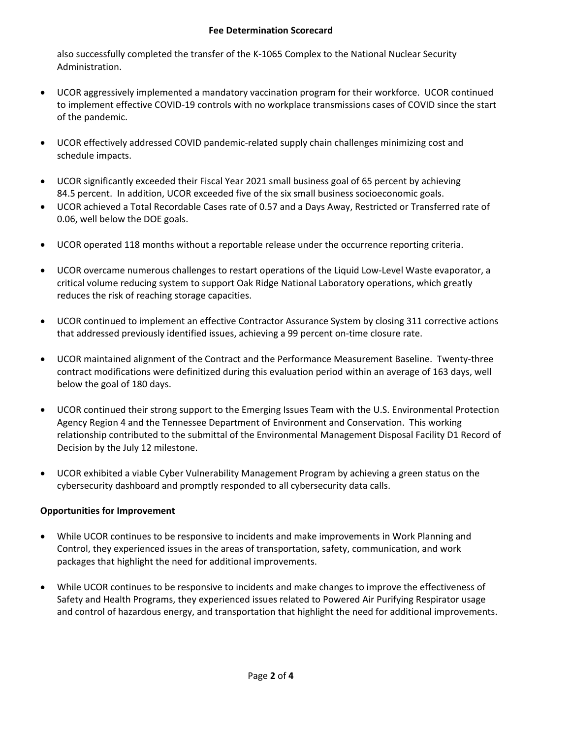also successfully completed the transfer of the K-1065 Complex to the National Nuclear Security Administration.

- UCOR aggressively implemented a mandatory vaccination program for their workforce. UCOR continued to implement effective COVID-19 controls with no workplace transmissions cases of COVID since the start of the pandemic.

- UCOR effectively addressed COVID pandemic-related supply chain challenges minimizing cost and schedule impacts.

- UCOR significantly exceeded their Fiscal Year 2021 small business goal of 65 percent by achieving 84.5 percent. In addition, UCOR exceeded five of the six small business socioeconomic goals.
- UCOR achieved a Total Recordable Cases rate of 0.57 and a Days Away, Restricted or Transferred rate of 0.06, well below the DOE goals.

- UCOR operated 118 months without a reportable release under the occurrence reporting criteria.

- UCOR overcame numerous challenges to restart operations of the Liquid Low-Level Waste evaporator, a critical volume reducing system to support Oak Ridge National Laboratory operations, which greatly reduces the risk of reaching storage capacities.

- UCOR continued to implement an effective Contractor Assurance System by closing 311 corrective actions that addressed previously identified issues, achieving a 99 percent on-time closure rate.

- UCOR maintained alignment of the Contract and the Performance Measurement Baseline. Twenty-three contract modifications were definitized during this evaluation period within an average of 163 days, well below the goal of 180 days.

- UCOR continued their strong support to the Emerging Issues Team with the U.S. Environmental Protection Agency Region 4 and the Tennessee Department of Environment and Conservation. This working relationship contributed to the submittal of the Environmental Management Disposal Facility D1 Record of Decision by the July 12 milestone.

- UCOR exhibited a viable Cyber Vulnerability Management Program by achieving a green status on the cybersecurity dashboard and promptly responded to all cybersecurity data calls.

**Opportunities for Improvement**

- While UCOR continues to be responsive to incidents and make improvements in Work Planning and Control, they experienced issues in the areas of transportation, safety, communication, and work packages that highlight the need for additional improvements.

- While UCOR continues to be responsive to incidents and make changes to improve the effectiveness of Safety and Health Programs, they experienced issues related to Powered Air Purifying Respirator usage and control of hazardous energy, and transportation that highlight the need for additional improvements.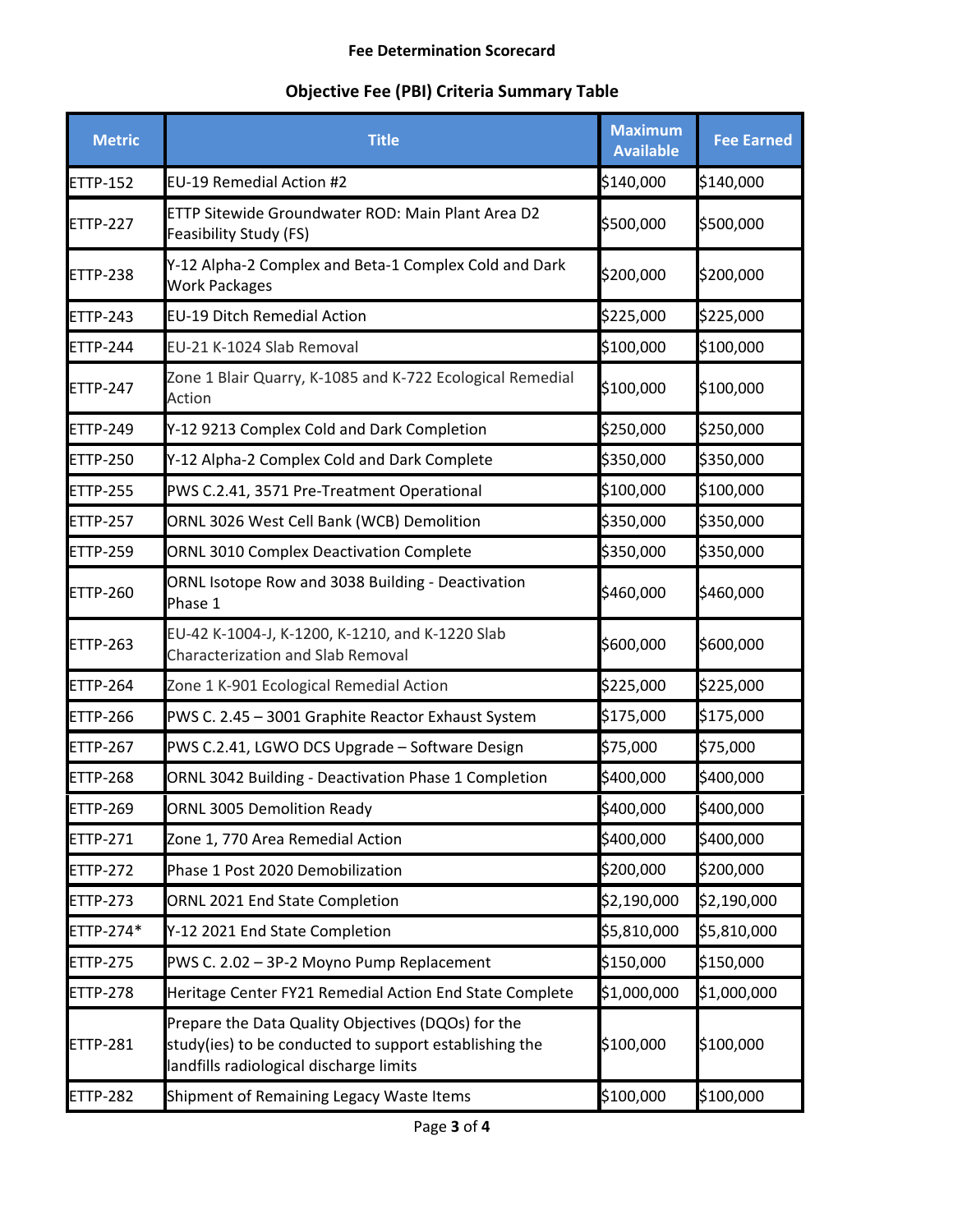**Fee Determination Scorecard**

**Objective Fee (PBI) Criteria Summary Table**

| Metric | Title | Maximum Available | Fee Earned |
|---|---|---|---|
| ETTP-152 | EU-19 Remedial Action #2 | $140,000 | $140,000 |
| ETTP-227 | ETTP Sitewide Groundwater ROD: Main Plant Area D2 Feasibility Study (FS) | $500,000 | $500,000 |
| ETTP-238 | Y-12 Alpha-2 Complex and Beta-1 Complex Cold and Dark Work Packages | $200,000 | $200,000 |
| ETTP-243 | EU-19 Ditch Remedial Action | $225,000 | $225,000 |
| ETTP-244 | EU-21 K-1024 Slab Removal | $100,000 | $100,000 |
| ETTP-247 | Zone 1 Blair Quarry, K-1085 and K-722 Ecological Remedial Action | $100,000 | $100,000 |
| ETTP-249 | Y-12 9213 Complex Cold and Dark Completion | $250,000 | $250,000 |
| ETTP-250 | Y-12 Alpha-2 Complex Cold and Dark Complete | $350,000 | $350,000 |
| ETTP-255 | PWS C.2.41, 3571 Pre-Treatment Operational | $100,000 | $100,000 |
| ETTP-257 | ORNL 3026 West Cell Bank (WCB) Demolition | $350,000 | $350,000 |
| ETTP-259 | ORNL 3010 Complex Deactivation Complete | $350,000 | $350,000 |
| ETTP-260 | ORNL Isotope Row and 3038 Building - Deactivation Phase 1 | $460,000 | $460,000 |
| ETTP-263 | EU-42 K-1004-J, K-1200, K-1210, and K-1220 Slab Characterization and Slab Removal | $600,000 | $600,000 |
| ETTP-264 | Zone 1 K-901 Ecological Remedial Action | $225,000 | $225,000 |
| ETTP-266 | PWS C. 2.45 – 3001 Graphite Reactor Exhaust System | $175,000 | $175,000 |
| ETTP-267 | PWS C.2.41, LGWO DCS Upgrade – Software Design | $75,000 | $75,000 |
| ETTP-268 | ORNL 3042 Building - Deactivation Phase 1 Completion | $400,000 | $400,000 |
| ETTP-269 | ORNL 3005 Demolition Ready | $400,000 | $400,000 |
| ETTP-271 | Zone 1, 770 Area Remedial Action | $400,000 | $400,000 |
| ETTP-272 | Phase 1 Post 2020 Demobilization | $200,000 | $200,000 |
| ETTP-273 | ORNL 2021 End State Completion | $2,190,000 | $2,190,000 |
| ETTP-274* | Y-12 2021 End State Completion | $5,810,000 | $5,810,000 |
| ETTP-275 | PWS C. 2.02 – 3P-2 Moyno Pump Replacement | $150,000 | $150,000 |
| ETTP-278 | Heritage Center FY21 Remedial Action End State Complete | $1,000,000 | $1,000,000 |
| ETTP-281 | Prepare the Data Quality Objectives (DQOs) for the study(ies) to be conducted to support establishing the landfills radiological discharge limits | $100,000 | $100,000 |
| ETTP-282 | Shipment of Remaining Legacy Waste Items | $100,000 | $100,000 |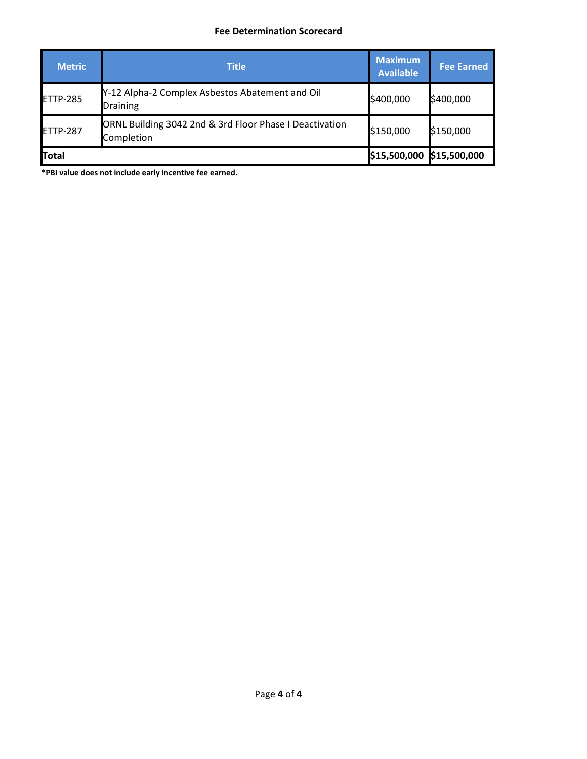**Fee Determination Scorecard**

| Metric | Title | Maximum Available | Fee Earned |
|---|---|---|---|
| ETTP-285 | Y-12 Alpha-2 Complex Asbestos Abatement and Oil Draining | $400,000 | $400,000 |
| ETTP-287 | ORNL Building 3042 2nd & 3rd Floor Phase I Deactivation Completion | $150,000 | $150,000 |
| **Total** | | **$15,500,000** | **$15,500,000** |

***PBI value does not include early incentive fee earned.**